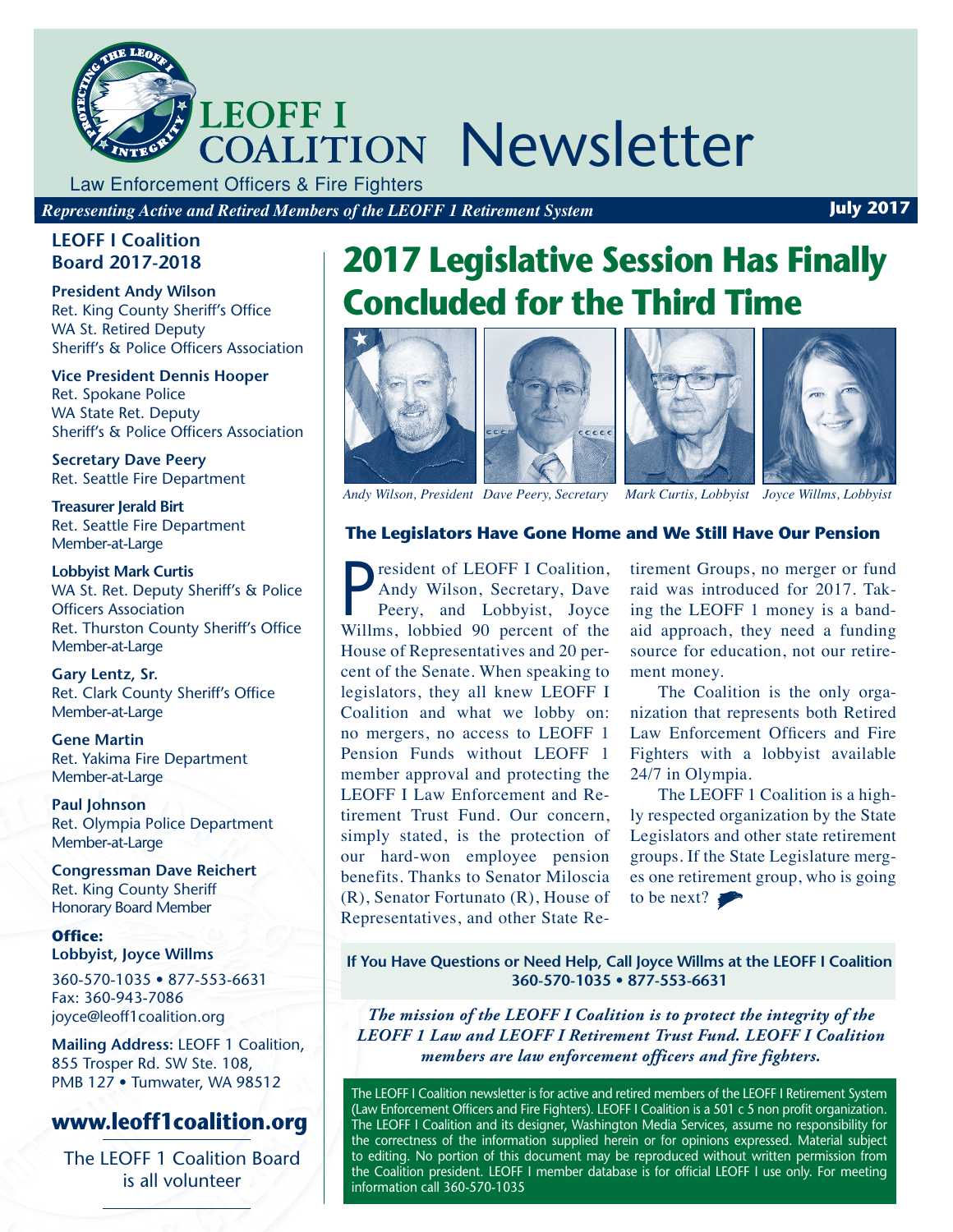# LEOFF I COALITION Newsletter

Law Enforcement Officers & Fire Fighters

*Representing Active and Retired Members of the LEOFF 1 Retirement System*

**July 2017**

# 2017 Legislative Session Has Finally Concluded for the Third Time

*Andy Wilson, President* *Dave Peery, Secretary* *Mark Curtis, Lobbyist* *Joyce Willms, Lobbyist*

### The Legislators Have Gone Home and We Still Have Our Pension

President of LEOFF I Coalition, Andy Wilson, Secretary, Dave Peery, and Lobbyist, Joyce Willms, lobbied 90 percent of the House of Representatives and 20 percent of the Senate. When speaking to legislators, they all knew LEOFF I Coalition and what we lobby on: no mergers, no access to LEOFF 1 Pension Funds without LEOFF 1 member approval and protecting the LEOFF I Law Enforcement and Retirement Trust Fund. Our concern, simply stated, is the protection of our hard-won employee pension benefits. Thanks to Senator Miloscia (R), Senator Fortunato (R), House of Representatives, and other State Retirement Groups, no merger or fund raid was introduced for 2017. Taking the LEOFF 1 money is a band-aid approach, they need a funding source for education, not our retirement money.

The Coalition is the only organization that represents both Retired Law Enforcement Officers and Fire Fighters with a lobbyist available 24/7 in Olympia.

The LEOFF 1 Coalition is a highly respected organization by the State Legislators and other state retirement groups. If the State Legislature merges one retirement group, who is going to be next?

**If You Have Questions or Need Help, Call Joyce Willms at the LEOFF I Coalition 360-570-1035 • 877-553-6631**

***The mission of the LEOFF I Coalition is to protect the integrity of the LEOFF 1 Law and LEOFF I Retirement Trust Fund. LEOFF I Coalition members are law enforcement officers and fire fighters.***

The LEOFF I Coalition newsletter is for active and retired members of the LEOFF I Retirement System (Law Enforcement Officers and Fire Fighters). LEOFF I Coalition is a 501 c 5 non profit organization. The LEOFF I Coalition and its designer, Washington Media Services, assume no responsibility for the correctness of the information supplied herein or for opinions expressed. Material subject to editing. No portion of this document may be reproduced without written permission from the Coalition president. LEOFF I member database is for official LEOFF I use only. For meeting information call 360-570-1035

## LEOFF I Coalition Board 2017-2018

**President Andy Wilson**
Ret. King County Sheriff's Office
WA St. Retired Deputy
Sheriff's & Police Officers Association

**Vice President Dennis Hooper**
Ret. Spokane Police
WA State Ret. Deputy
Sheriff's & Police Officers Association

**Secretary Dave Peery**
Ret. Seattle Fire Department

**Treasurer Jerald Birt**
Ret. Seattle Fire Department
Member-at-Large

**Lobbyist Mark Curtis**
WA St. Ret. Deputy Sheriff's & Police Officers Association
Ret. Thurston County Sheriff's Office
Member-at-Large

**Gary Lentz, Sr.**
Ret. Clark County Sheriff's Office
Member-at-Large

**Gene Martin**
Ret. Yakima Fire Department
Member-at-Large

**Paul Johnson**
Ret. Olympia Police Department
Member-at-Large

**Congressman Dave Reichert**
Ret. King County Sheriff
Honorary Board Member

**Office:**
**Lobbyist, Joyce Willms**

360-570-1035 • 877-553-6631
Fax: 360-943-7086
joyce@leoff1coalition.org

**Mailing Address:** LEOFF 1 Coalition, 855 Trosper Rd. SW Ste. 108, PMB 127 • Tumwater, WA 98512

**www.leoff1coalition.org**

The LEOFF 1 Coalition Board is all volunteer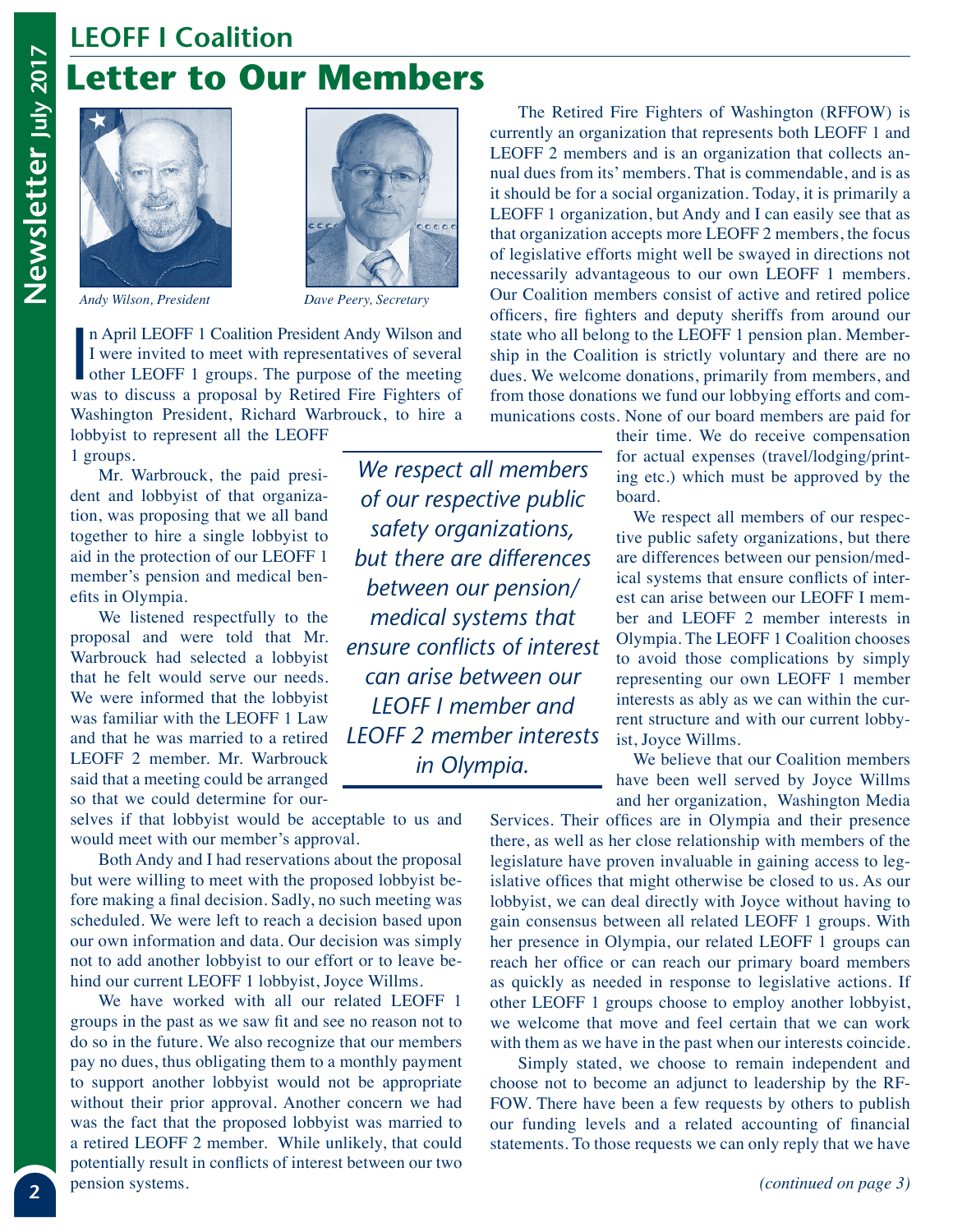## LEOFF I Coalition

# Letter to Our Members

*Andy Wilson, President*

*Dave Peery, Secretary*

In April LEOFF 1 Coalition President Andy Wilson and I were invited to meet with representatives of several other LEOFF 1 groups. The purpose of the meeting was to discuss a proposal by Retired Fire Fighters of Washington President, Richard Warbrouck, to hire a lobbyist to represent all the LEOFF 1 groups.

Mr. Warbrouck, the paid president and lobbyist of that organization, was proposing that we all band together to hire a single lobbyist to aid in the protection of our LEOFF 1 member's pension and medical benefits in Olympia.

We listened respectfully to the proposal and were told that Mr. Warbrouck had selected a lobbyist that he felt would serve our needs. We were informed that the lobbyist was familiar with the LEOFF 1 Law and that he was married to a retired LEOFF 2 member. Mr. Warbrouck said that a meeting could be arranged so that we could determine for ourselves if that lobbyist would be acceptable to us and would meet with our member's approval.

Both Andy and I had reservations about the proposal but were willing to meet with the proposed lobbyist before making a final decision. Sadly, no such meeting was scheduled. We were left to reach a decision based upon our own information and data. Our decision was simply not to add another lobbyist to our effort or to leave behind our current LEOFF 1 lobbyist, Joyce Willms.

We have worked with all our related LEOFF 1 groups in the past as we saw fit and see no reason not to do so in the future. We also recognize that our members pay no dues, thus obligating them to a monthly payment to support another lobbyist would not be appropriate without their prior approval. Another concern we had was the fact that the proposed lobbyist was married to a retired LEOFF 2 member. While unlikely, that could potentially result in conflicts of interest between our two pension systems.

> *We respect all members of our respective public safety organizations, but there are differences between our pension/medical systems that ensure conflicts of interest can arise between our LEOFF I member and LEOFF 2 member interests in Olympia.*

The Retired Fire Fighters of Washington (RFFOW) is currently an organization that represents both LEOFF 1 and LEOFF 2 members and is an organization that collects annual dues from its' members. That is commendable, and is as it should be for a social organization. Today, it is primarily a LEOFF 1 organization, but Andy and I can easily see that as that organization accepts more LEOFF 2 members, the focus of legislative efforts might well be swayed in directions not necessarily advantageous to our own LEOFF 1 members. Our Coalition members consist of active and retired police officers, fire fighters and deputy sheriffs from around our state who all belong to the LEOFF 1 pension plan. Membership in the Coalition is strictly voluntary and there are no dues. We welcome donations, primarily from members, and from those donations we fund our lobbying efforts and communications costs. None of our board members are paid for their time. We do receive compensation for actual expenses (travel/lodging/printing etc.) which must be approved by the board.

We respect all members of our respective public safety organizations, but there are differences between our pension/medical systems that ensure conflicts of interest can arise between our LEOFF I member and LEOFF 2 member interests in Olympia. The LEOFF 1 Coalition chooses to avoid those complications by simply representing our own LEOFF 1 member interests as ably as we can within the current structure and with our current lobbyist, Joyce Willms.

We believe that our Coalition members have been well served by Joyce Willms and her organization, Washington Media Services. Their offices are in Olympia and their presence there, as well as her close relationship with members of the legislature have proven invaluable in gaining access to legislative offices that might otherwise be closed to us. As our lobbyist, we can deal directly with Joyce without having to gain consensus between all related LEOFF 1 groups. With her presence in Olympia, our related LEOFF 1 groups can reach her office or can reach our primary board members as quickly as needed in response to legislative actions. If other LEOFF 1 groups choose to employ another lobbyist, we welcome that move and feel certain that we can work with them as we have in the past when our interests coincide.

Simply stated, we choose to remain independent and choose not to become an adjunct to leadership by the RFFOW. There have been a few requests by others to publish our funding levels and a related accounting of financial statements. To those requests we can only reply that we have

*(continued on page 3)*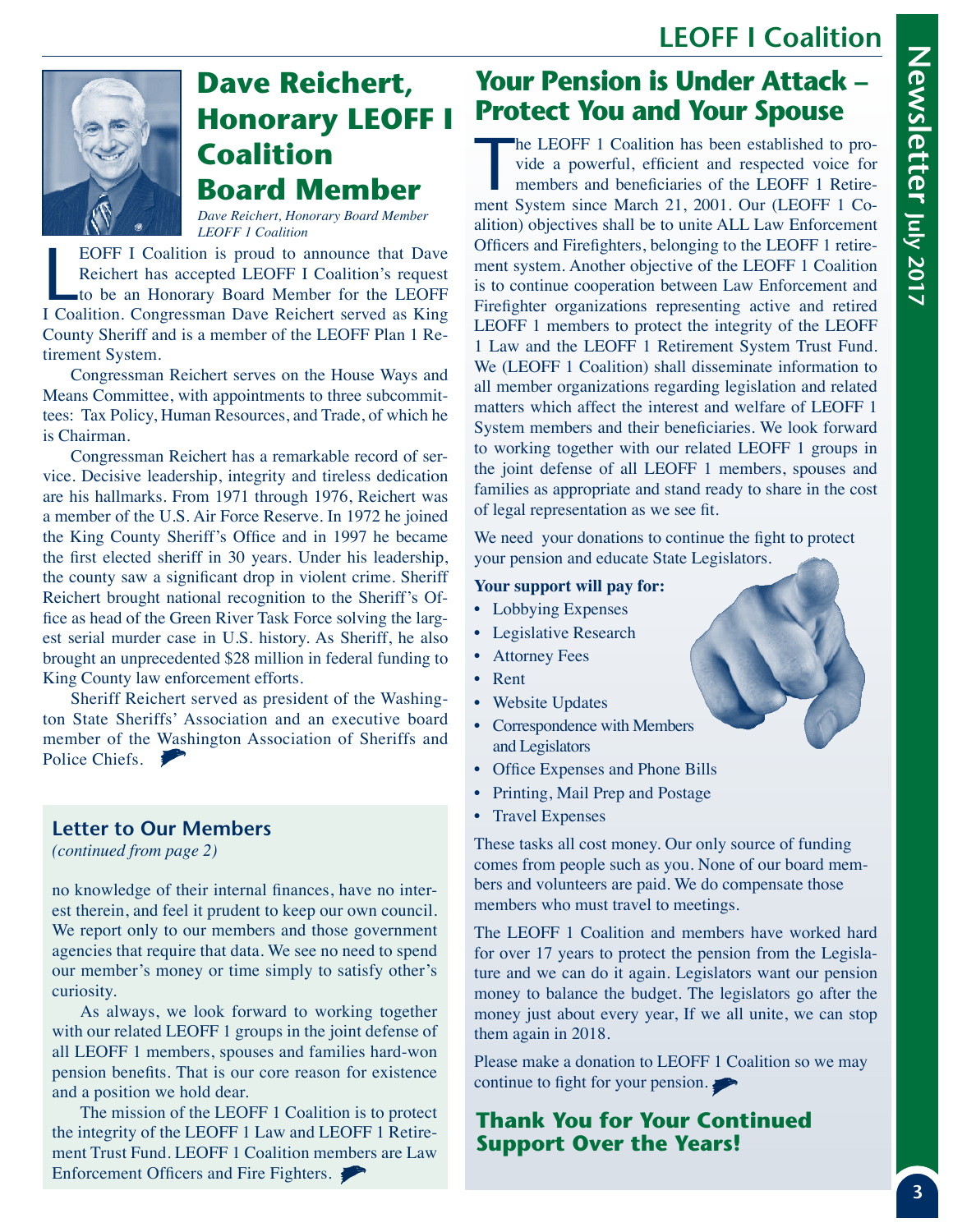## Dave Reichert, Honorary LEOFF I Coalition Board Member

*Dave Reichert, Honorary Board Member LEOFF 1 Coalition*

LEOFF I Coalition is proud to announce that Dave Reichert has accepted LEOFF I Coalition's request to be an Honorary Board Member for the LEOFF I Coalition. Congressman Dave Reichert served as King County Sheriff and is a member of the LEOFF Plan 1 Retirement System.

Congressman Reichert serves on the House Ways and Means Committee, with appointments to three subcommittees: Tax Policy, Human Resources, and Trade, of which he is Chairman.

Congressman Reichert has a remarkable record of service. Decisive leadership, integrity and tireless dedication are his hallmarks. From 1971 through 1976, Reichert was a member of the U.S. Air Force Reserve. In 1972 he joined the King County Sheriff's Office and in 1997 he became the first elected sheriff in 30 years. Under his leadership, the county saw a significant drop in violent crime. Sheriff Reichert brought national recognition to the Sheriff's Office as head of the Green River Task Force solving the largest serial murder case in U.S. history. As Sheriff, he also brought an unprecedented $28 million in federal funding to King County law enforcement efforts.

Sheriff Reichert served as president of the Washington State Sheriffs' Association and an executive board member of the Washington Association of Sheriffs and Police Chiefs.

### Letter to Our Members

*(continued from page 2)*

no knowledge of their internal finances, have no interest therein, and feel it prudent to keep our own council. We report only to our members and those government agencies that require that data. We see no need to spend our member's money or time simply to satisfy other's curiosity.

As always, we look forward to working together with our related LEOFF 1 groups in the joint defense of all LEOFF 1 members, spouses and families hard-won pension benefits. That is our core reason for existence and a position we hold dear.

The mission of the LEOFF 1 Coalition is to protect the integrity of the LEOFF 1 Law and LEOFF 1 Retirement Trust Fund. LEOFF 1 Coalition members are Law Enforcement Officers and Fire Fighters.

## Your Pension is Under Attack – Protect You and Your Spouse

The LEOFF 1 Coalition has been established to provide a powerful, efficient and respected voice for members and beneficiaries of the LEOFF 1 Retirement System since March 21, 2001. Our (LEOFF 1 Coalition) objectives shall be to unite ALL Law Enforcement Officers and Firefighters, belonging to the LEOFF 1 retirement system. Another objective of the LEOFF 1 Coalition is to continue cooperation between Law Enforcement and Firefighter organizations representing active and retired LEOFF 1 members to protect the integrity of the LEOFF 1 Law and the LEOFF 1 Retirement System Trust Fund. We (LEOFF 1 Coalition) shall disseminate information to all member organizations regarding legislation and related matters which affect the interest and welfare of LEOFF 1 System members and their beneficiaries. We look forward to working together with our related LEOFF 1 groups in the joint defense of all LEOFF 1 members, spouses and families as appropriate and stand ready to share in the cost of legal representation as we see fit.

We need your donations to continue the fight to protect your pension and educate State Legislators.

**Your support will pay for:**

- Lobbying Expenses
- Legislative Research
- Attorney Fees
- Rent
- Website Updates
- Correspondence with Members and Legislators
- Office Expenses and Phone Bills
- Printing, Mail Prep and Postage
- Travel Expenses

These tasks all cost money. Our only source of funding comes from people such as you. None of our board members and volunteers are paid. We do compensate those members who must travel to meetings.

The LEOFF 1 Coalition and members have worked hard for over 17 years to protect the pension from the Legislature and we can do it again. Legislators want our pension money to balance the budget. The legislators go after the money just about every year, If we all unite, we can stop them again in 2018.

Please make a donation to LEOFF 1 Coalition so we may continue to fight for your pension.

### Thank You for Your Continued Support Over the Years!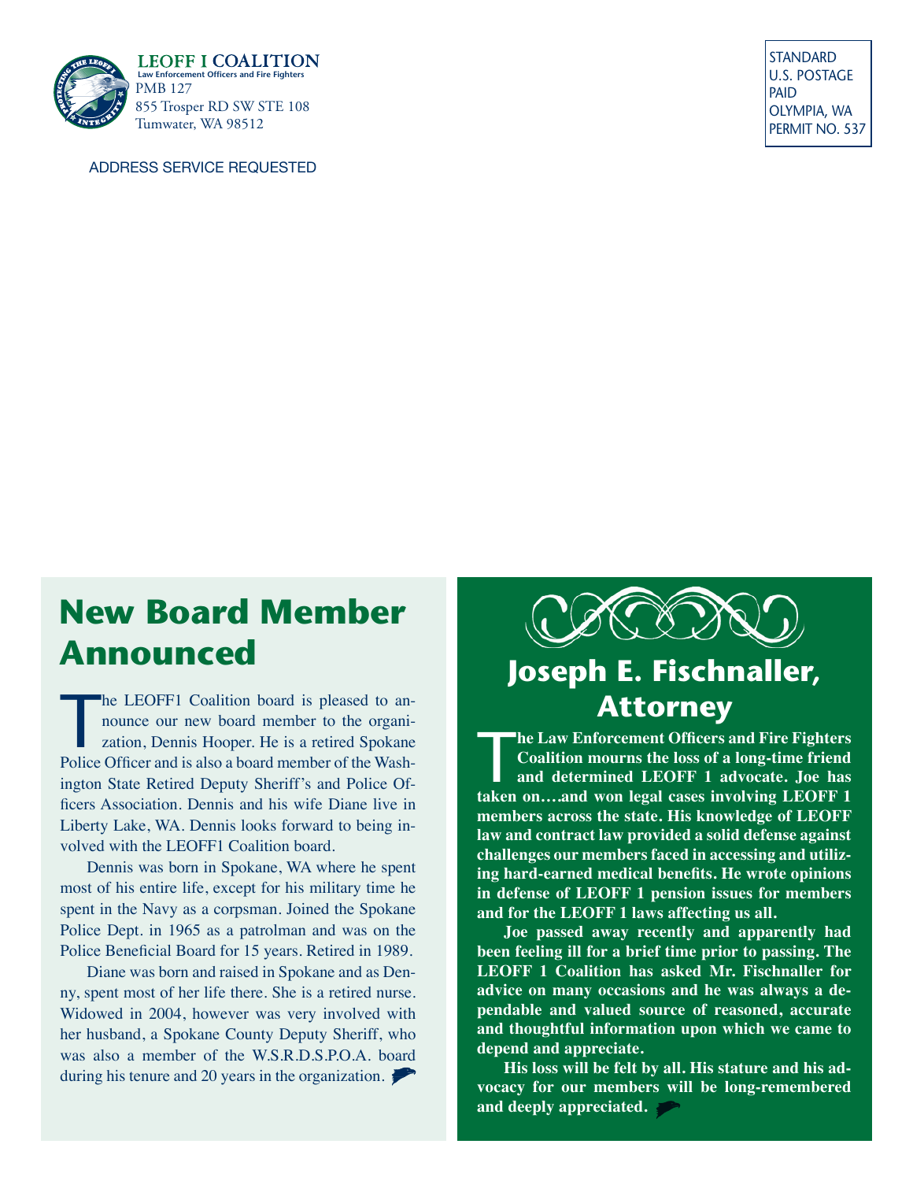LEOFF I COALITION
Law Enforcement Officers and Fire Fighters
PMB 127
855 Trosper RD SW STE 108
Tumwater, WA 98512

ADDRESS SERVICE REQUESTED

STANDARD
U.S. POSTAGE
PAID
OLYMPIA, WA
PERMIT NO. 537

## New Board Member Announced

The LEOFF1 Coalition board is pleased to announce our new board member to the organization, Dennis Hooper. He is a retired Spokane Police Officer and is also a board member of the Washington State Retired Deputy Sheriff's and Police Officers Association. Dennis and his wife Diane live in Liberty Lake, WA. Dennis looks forward to being involved with the LEOFF1 Coalition board.

Dennis was born in Spokane, WA where he spent most of his entire life, except for his military time he spent in the Navy as a corpsman. Joined the Spokane Police Dept. in 1965 as a patrolman and was on the Police Beneficial Board for 15 years. Retired in 1989.

Diane was born and raised in Spokane and as Denny, spent most of her life there. She is a retired nurse. Widowed in 2004, however was very involved with her husband, a Spokane County Deputy Sheriff, who was also a member of the W.S.R.D.S.P.O.A. board during his tenure and 20 years in the organization.

## Joseph E. Fischnaller, Attorney

**The Law Enforcement Officers and Fire Fighters Coalition mourns the loss of a long-time friend and determined LEOFF 1 advocate. Joe has taken on….and won legal cases involving LEOFF 1 members across the state. His knowledge of LEOFF law and contract law provided a solid defense against challenges our members faced in accessing and utilizing hard-earned medical benefits. He wrote opinions in defense of LEOFF 1 pension issues for members and for the LEOFF 1 laws affecting us all.**

**Joe passed away recently and apparently had been feeling ill for a brief time prior to passing. The LEOFF 1 Coalition has asked Mr. Fischnaller for advice on many occasions and he was always a dependable and valued source of reasoned, accurate and thoughtful information upon which we came to depend and appreciate.**

**His loss will be felt by all. His stature and his advocacy for our members will be long-remembered and deeply appreciated.**